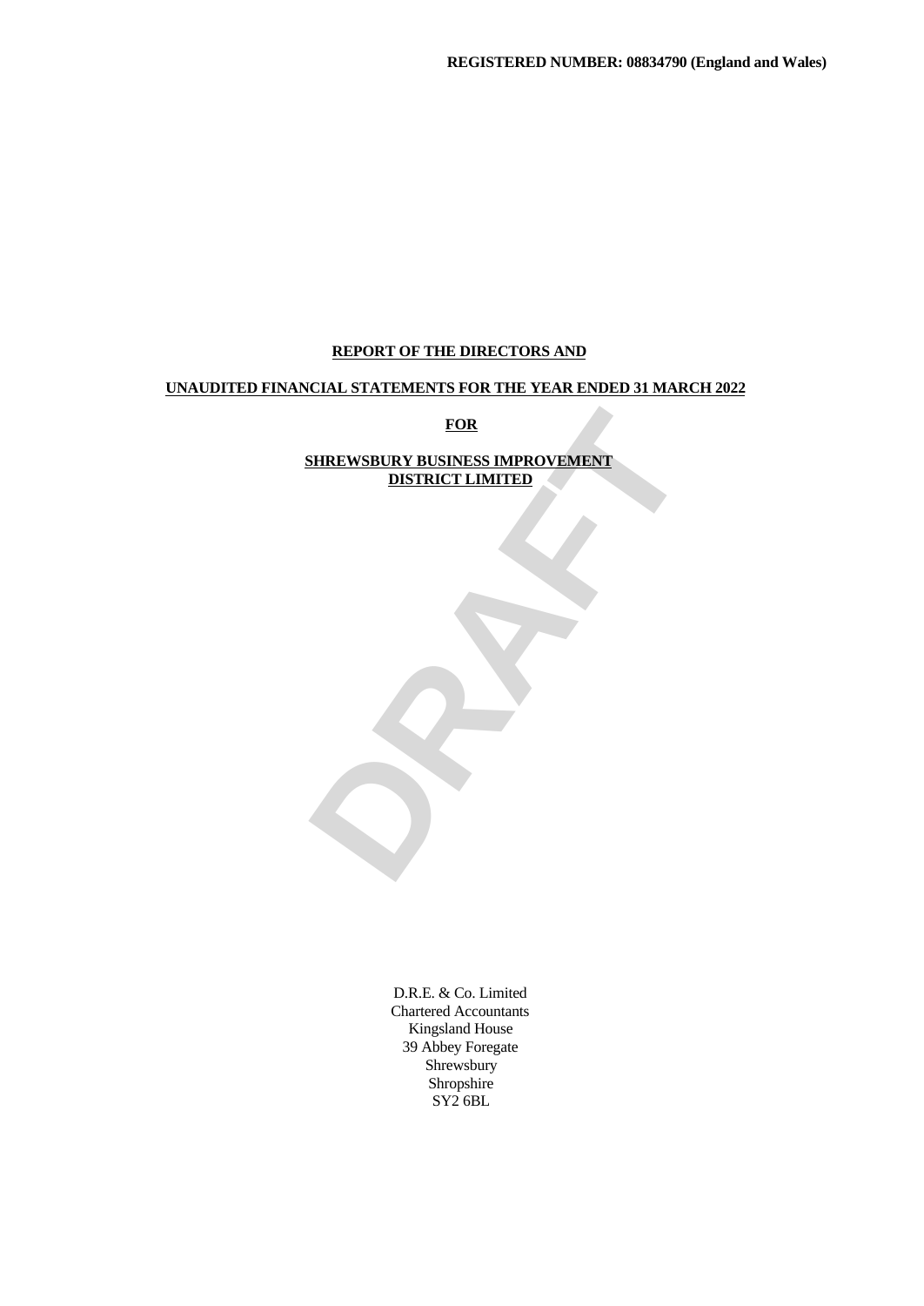**REGISTERED NUMBER: 08834790 (England and Wales)**

**REPORT OF THE DIRECTORS AND**

**UNAUDITED FINANCIAL STATEMENTS FOR THE YEAR ENDED 31 MARCH 2022**

**FOR**

**SHREWSBURY BUSINESS IMPROVEMENT DISTRICT LIMITED**

DRAFT

D.R.E. & Co. Limited
Chartered Accountants
Kingsland House
39 Abbey Foregate
Shrewsbury
Shropshire
SY2 6BL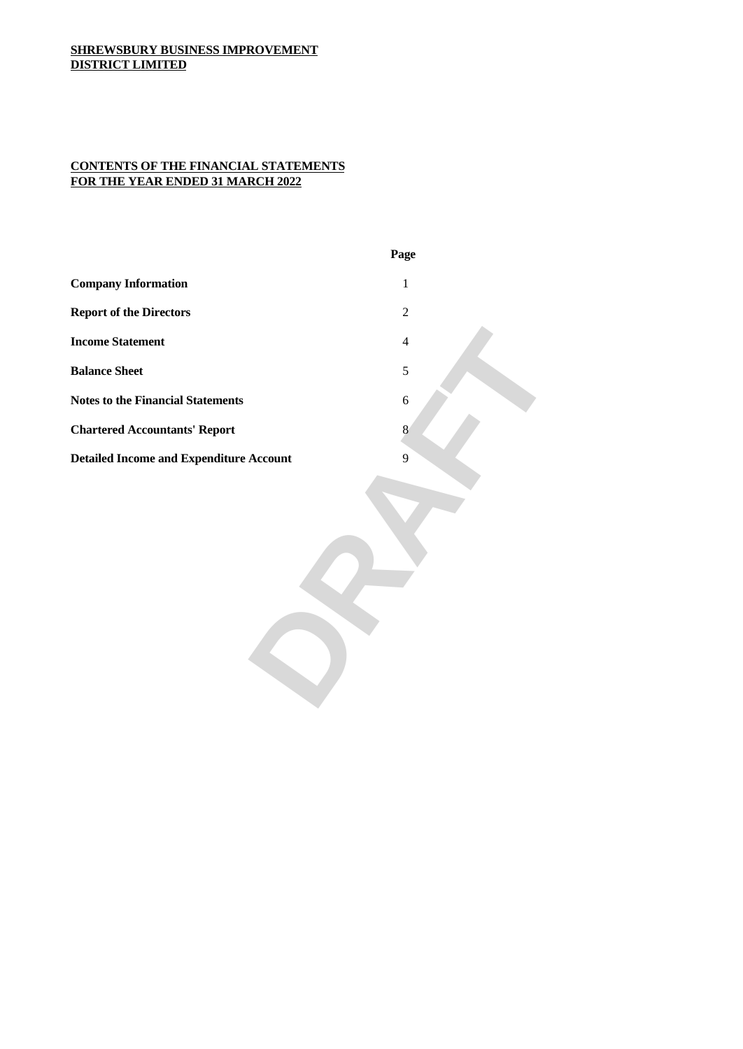**SHREWSBURY BUSINESS IMPROVEMENT DISTRICT LIMITED**

**CONTENTS OF THE FINANCIAL STATEMENTS FOR THE YEAR ENDED 31 MARCH 2022**

| | Page |
|---|---|
| **Company Information** | 1 |
| **Report of the Directors** | 2 |
| **Income Statement** | 4 |
| **Balance Sheet** | 5 |
| **Notes to the Financial Statements** | 6 |
| **Chartered Accountants' Report** | 8 |
| **Detailed Income and Expenditure Account** | 9 |

DRAFT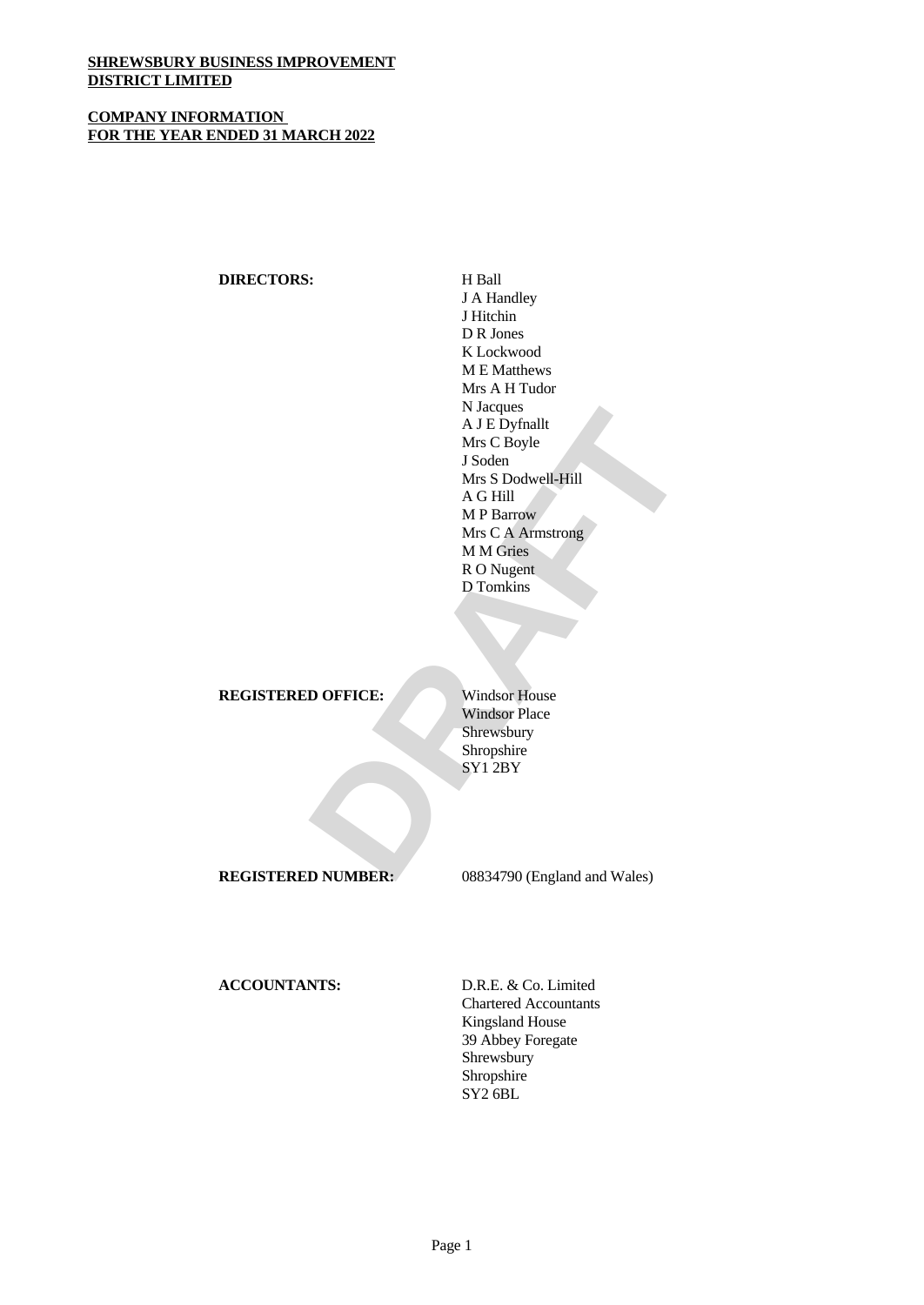**SHREWSBURY BUSINESS IMPROVEMENT DISTRICT LIMITED**

**COMPANY INFORMATION FOR THE YEAR ENDED 31 MARCH 2022**

| | |
|---|---|
| **DIRECTORS:** | H Ball<br>J A Handley<br>J Hitchin<br>D R Jones<br>K Lockwood<br>M E Matthews<br>Mrs A H Tudor<br>N Jacques<br>A J E Dyfnallt<br>Mrs C Boyle<br>J Soden<br>Mrs S Dodwell-Hill<br>A G Hill<br>M P Barrow<br>Mrs C A Armstrong<br>M M Gries<br>R O Nugent<br>D Tomkins |
| **REGISTERED OFFICE:** | Windsor House<br>Windsor Place<br>Shrewsbury<br>Shropshire<br>SY1 2BY |
| **REGISTERED NUMBER:** | 08834790 (England and Wales) |
| **ACCOUNTANTS:** | D.R.E. & Co. Limited<br>Chartered Accountants<br>Kingsland House<br>39 Abbey Foregate<br>Shrewsbury<br>Shropshire<br>SY2 6BL |

DRAFT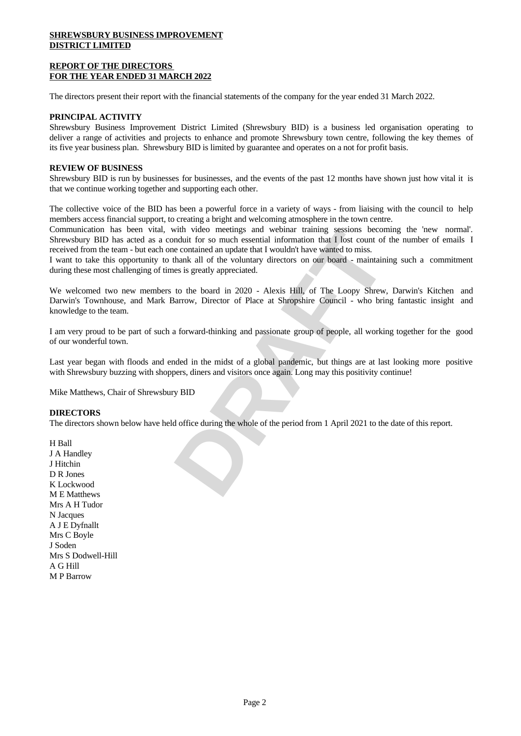**SHREWSBURY BUSINESS IMPROVEMENT DISTRICT LIMITED**

**REPORT OF THE DIRECTORS FOR THE YEAR ENDED 31 MARCH 2022**

The directors present their report with the financial statements of the company for the year ended 31 March 2022.

**PRINCIPAL ACTIVITY**

Shrewsbury Business Improvement District Limited (Shrewsbury BID) is a business led organisation operating to deliver a range of activities and projects to enhance and promote Shrewsbury town centre, following the key themes of its five year business plan. Shrewsbury BID is limited by guarantee and operates on a not for profit basis.

**REVIEW OF BUSINESS**

Shrewsbury BID is run by businesses for businesses, and the events of the past 12 months have shown just how vital it is that we continue working together and supporting each other.

The collective voice of the BID has been a powerful force in a variety of ways - from liaising with the council to help members access financial support, to creating a bright and welcoming atmosphere in the town centre.

Communication has been vital, with video meetings and webinar training sessions becoming the 'new normal'. Shrewsbury BID has acted as a conduit for so much essential information that I lost count of the number of emails I received from the team - but each one contained an update that I wouldn't have wanted to miss.

I want to take this opportunity to thank all of the voluntary directors on our board - maintaining such a commitment during these most challenging of times is greatly appreciated.

We welcomed two new members to the board in 2020 - Alexis Hill, of The Loopy Shrew, Darwin's Kitchen and Darwin's Townhouse, and Mark Barrow, Director of Place at Shropshire Council - who bring fantastic insight and knowledge to the team.

I am very proud to be part of such a forward-thinking and passionate group of people, all working together for the good of our wonderful town.

Last year began with floods and ended in the midst of a global pandemic, but things are at last looking more positive with Shrewsbury buzzing with shoppers, diners and visitors once again. Long may this positivity continue!

Mike Matthews, Chair of Shrewsbury BID

**DIRECTORS**

The directors shown below have held office during the whole of the period from 1 April 2021 to the date of this report.

H Ball
J A Handley
J Hitchin
D R Jones
K Lockwood
M E Matthews
Mrs A H Tudor
N Jacques
A J E Dyfnallt
Mrs C Boyle
J Soden
Mrs S Dodwell-Hill
A G Hill
M P Barrow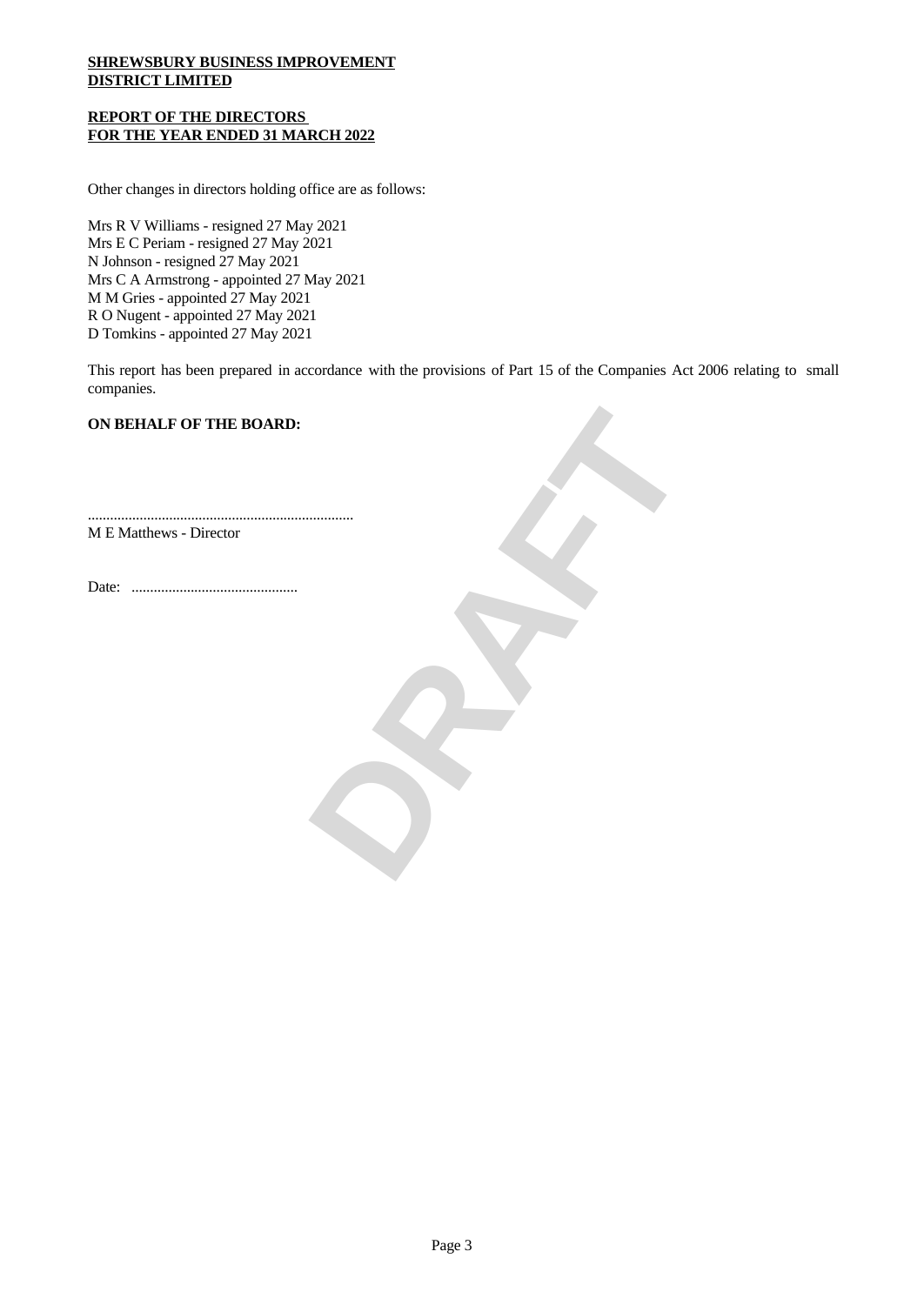**SHREWSBURY BUSINESS IMPROVEMENT DISTRICT LIMITED**

**REPORT OF THE DIRECTORS FOR THE YEAR ENDED 31 MARCH 2022**

Other changes in directors holding office are as follows:

Mrs R V Williams - resigned 27 May 2021
Mrs E C Periam - resigned 27 May 2021
N Johnson - resigned 27 May 2021
Mrs C A Armstrong - appointed 27 May 2021
M M Gries - appointed 27 May 2021
R O Nugent - appointed 27 May 2021
D Tomkins - appointed 27 May 2021

This report has been prepared in accordance with the provisions of Part 15 of the Companies Act 2006 relating to small companies.

**ON BEHALF OF THE BOARD:**

........................................................................
M E Matthews - Director

Date: .............................................

DRAFT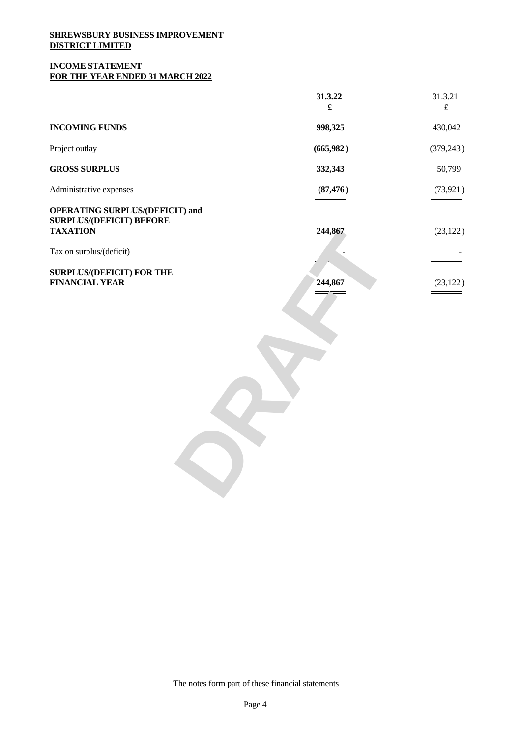**SHREWSBURY BUSINESS IMPROVEMENT DISTRICT LIMITED**

**INCOME STATEMENT**
**FOR THE YEAR ENDED 31 MARCH 2022**

| | 31.3.22 £ | 31.3.21 £ |
|---|---|---|
| **INCOMING FUNDS** | **998,325** | 430,042 |
| Project outlay | **(665,982)** | (379,243) |
| **GROSS SURPLUS** | **332,343** | 50,799 |
| Administrative expenses | **(87,476)** | (73,921) |
| **OPERATING SURPLUS/(DEFICIT) and SURPLUS/(DEFICIT) BEFORE TAXATION** | **244,867** | (23,122) |
| Tax on surplus/(deficit) | **-** | - |
| **SURPLUS/(DEFICIT) FOR THE FINANCIAL YEAR** | **244,867** | (23,122) |

DRAFT

The notes form part of these financial statements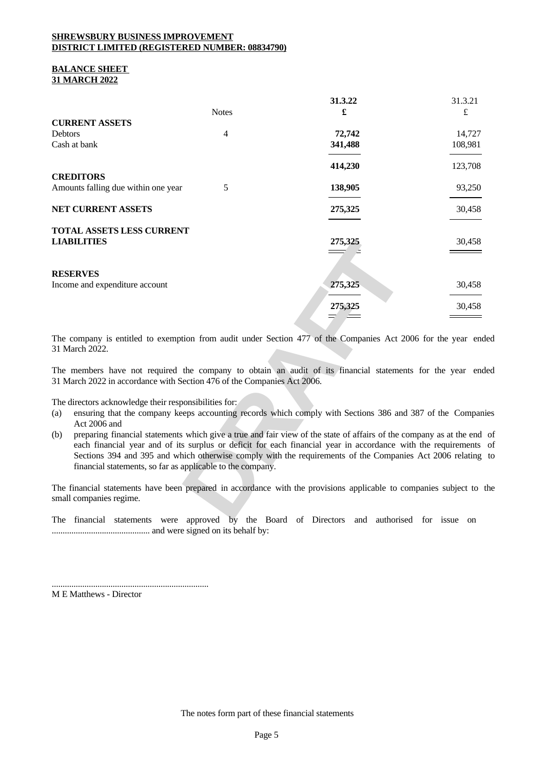**SHREWSBURY BUSINESS IMPROVEMENT DISTRICT LIMITED (REGISTERED NUMBER: 08834790)**

**BALANCE SHEET**
**31 MARCH 2022**

| | Notes | 31.3.22 £ | 31.3.21 £ |
|---|---|---|---|
| **CURRENT ASSETS** | | | |
| Debtors | 4 | 72,742 | 14,727 |
| Cash at bank | | 341,488 | 108,981 |
| | | 414,230 | 123,708 |
| **CREDITORS** | | | |
| Amounts falling due within one year | 5 | 138,905 | 93,250 |
| **NET CURRENT ASSETS** | | 275,325 | 30,458 |
| **TOTAL ASSETS LESS CURRENT LIABILITIES** | | 275,325 | 30,458 |
| **RESERVES** | | | |
| Income and expenditure account | | 275,325 | 30,458 |
| | | 275,325 | 30,458 |

The company is entitled to exemption from audit under Section 477 of the Companies Act 2006 for the year ended 31 March 2022.

The members have not required the company to obtain an audit of its financial statements for the year ended 31 March 2022 in accordance with Section 476 of the Companies Act 2006.

The directors acknowledge their responsibilities for:

(a) ensuring that the company keeps accounting records which comply with Sections 386 and 387 of the Companies Act 2006 and

(b) preparing financial statements which give a true and fair view of the state of affairs of the company as at the end of each financial year and of its surplus or deficit for each financial year in accordance with the requirements of Sections 394 and 395 and which otherwise comply with the requirements of the Companies Act 2006 relating to financial statements, so far as applicable to the company.

The financial statements have been prepared in accordance with the provisions applicable to companies subject to the small companies regime.

The financial statements were approved by the Board of Directors and authorised for issue on ............................................ and were signed on its behalf by:

.......................................................................

M E Matthews - Director

The notes form part of these financial statements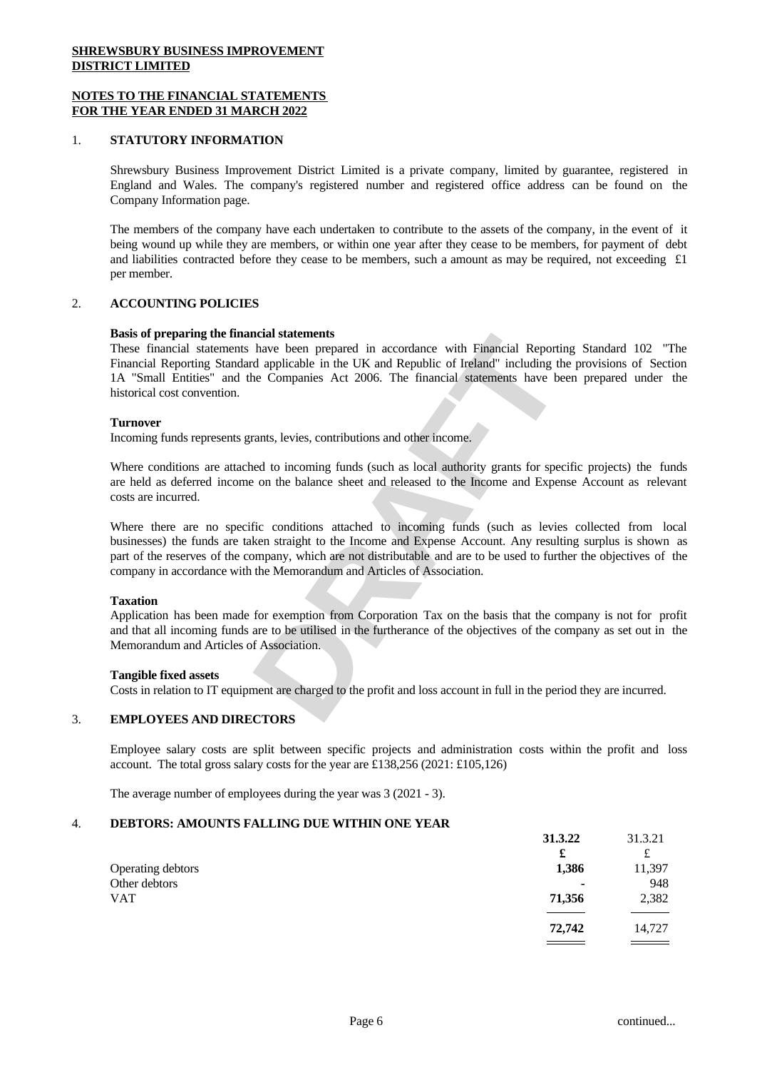**SHREWSBURY BUSINESS IMPROVEMENT DISTRICT LIMITED**

**NOTES TO THE FINANCIAL STATEMENTS FOR THE YEAR ENDED 31 MARCH 2022**

## 1. STATUTORY INFORMATION

Shrewsbury Business Improvement District Limited is a private company, limited by guarantee, registered in England and Wales. The company's registered number and registered office address can be found on the Company Information page.

The members of the company have each undertaken to contribute to the assets of the company, in the event of it being wound up while they are members, or within one year after they cease to be members, for payment of debt and liabilities contracted before they cease to be members, such a amount as may be required, not exceeding £1 per member.

## 2. ACCOUNTING POLICIES

**Basis of preparing the financial statements**

These financial statements have been prepared in accordance with Financial Reporting Standard 102 "The Financial Reporting Standard applicable in the UK and Republic of Ireland" including the provisions of Section 1A "Small Entities" and the Companies Act 2006. The financial statements have been prepared under the historical cost convention.

**Turnover**

Incoming funds represents grants, levies, contributions and other income.

Where conditions are attached to incoming funds (such as local authority grants for specific projects) the funds are held as deferred income on the balance sheet and released to the Income and Expense Account as relevant costs are incurred.

Where there are no specific conditions attached to incoming funds (such as levies collected from local businesses) the funds are taken straight to the Income and Expense Account. Any resulting surplus is shown as part of the reserves of the company, which are not distributable and are to be used to further the objectives of the company in accordance with the Memorandum and Articles of Association.

**Taxation**

Application has been made for exemption from Corporation Tax on the basis that the company is not for profit and that all incoming funds are to be utilised in the furtherance of the objectives of the company as set out in the Memorandum and Articles of Association.

**Tangible fixed assets**

Costs in relation to IT equipment are charged to the profit and loss account in full in the period they are incurred.

## 3. EMPLOYEES AND DIRECTORS

Employee salary costs are split between specific projects and administration costs within the profit and loss account. The total gross salary costs for the year are £138,256 (2021: £105,126)

The average number of employees during the year was 3 (2021 - 3).

## 4. DEBTORS: AMOUNTS FALLING DUE WITHIN ONE YEAR

| | **31.3.22** | 31.3.21 |
|---|---|---|
| | **£** | £ |
| Operating debtors | **1,386** | 11,397 |
| Other debtors | **-** | 948 |
| VAT | **71,356** | 2,382 |
| | **72,742** | 14,727 |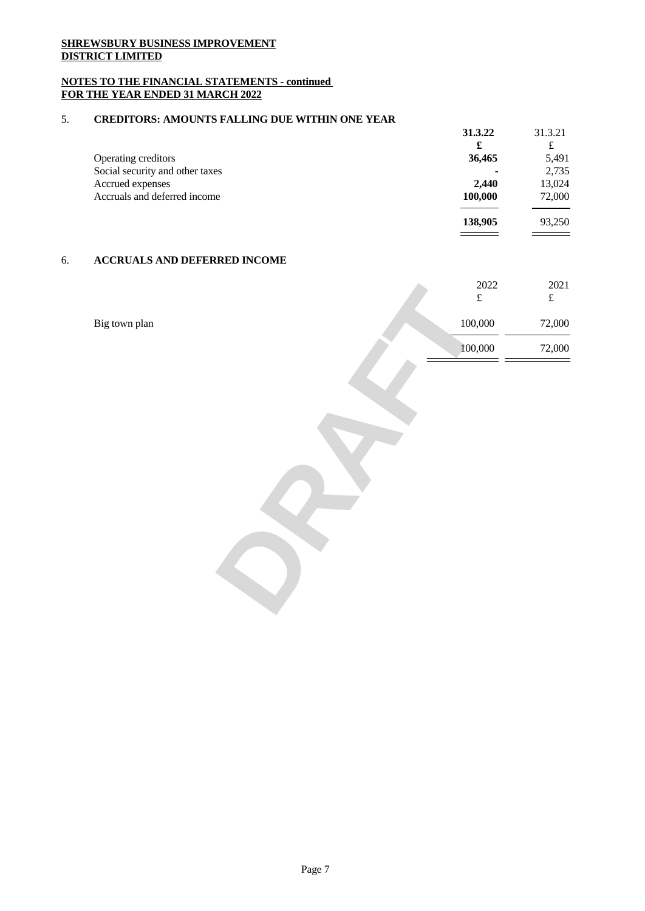**SHREWSBURY BUSINESS IMPROVEMENT DISTRICT LIMITED**

**NOTES TO THE FINANCIAL STATEMENTS - continued FOR THE YEAR ENDED 31 MARCH 2022**

## 5. CREDITORS: AMOUNTS FALLING DUE WITHIN ONE YEAR

| | 31.3.22 | 31.3.21 |
|---|---|---|
| | £ | £ |
| Operating creditors | 36,465 | 5,491 |
| Social security and other taxes | - | 2,735 |
| Accrued expenses | 2,440 | 13,024 |
| Accruals and deferred income | 100,000 | 72,000 |
| | 138,905 | 93,250 |

## 6. ACCRUALS AND DEFERRED INCOME

| | 2022 | 2021 |
|---|---|---|
| | £ | £ |
| Big town plan | 100,000 | 72,000 |
| | 100,000 | 72,000 |

DRAFT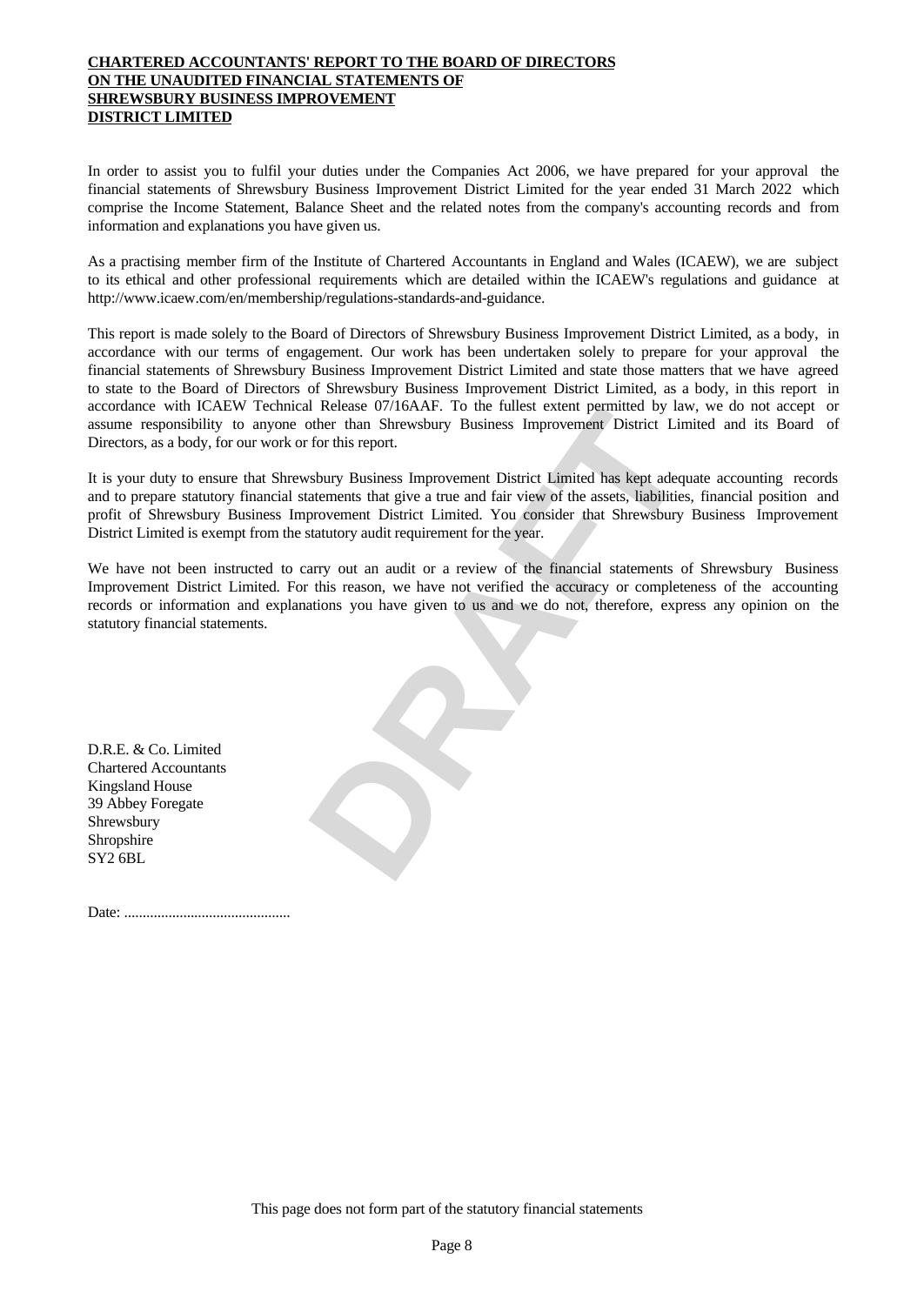**CHARTERED ACCOUNTANTS' REPORT TO THE BOARD OF DIRECTORS ON THE UNAUDITED FINANCIAL STATEMENTS OF SHREWSBURY BUSINESS IMPROVEMENT DISTRICT LIMITED**

In order to assist you to fulfil your duties under the Companies Act 2006, we have prepared for your approval the financial statements of Shrewsbury Business Improvement District Limited for the year ended 31 March 2022 which comprise the Income Statement, Balance Sheet and the related notes from the company's accounting records and from information and explanations you have given us.

As a practising member firm of the Institute of Chartered Accountants in England and Wales (ICAEW), we are subject to its ethical and other professional requirements which are detailed within the ICAEW's regulations and guidance at http://www.icaew.com/en/membership/regulations-standards-and-guidance.

This report is made solely to the Board of Directors of Shrewsbury Business Improvement District Limited, as a body, in accordance with our terms of engagement. Our work has been undertaken solely to prepare for your approval the financial statements of Shrewsbury Business Improvement District Limited and state those matters that we have agreed to state to the Board of Directors of Shrewsbury Business Improvement District Limited, as a body, in this report in accordance with ICAEW Technical Release 07/16AAF. To the fullest extent permitted by law, we do not accept or assume responsibility to anyone other than Shrewsbury Business Improvement District Limited and its Board of Directors, as a body, for our work or for this report.

It is your duty to ensure that Shrewsbury Business Improvement District Limited has kept adequate accounting records and to prepare statutory financial statements that give a true and fair view of the assets, liabilities, financial position and profit of Shrewsbury Business Improvement District Limited. You consider that Shrewsbury Business Improvement District Limited is exempt from the statutory audit requirement for the year.

We have not been instructed to carry out an audit or a review of the financial statements of Shrewsbury Business Improvement District Limited. For this reason, we have not verified the accuracy or completeness of the accounting records or information and explanations you have given to us and we do not, therefore, express any opinion on the statutory financial statements.

D.R.E. & Co. Limited
Chartered Accountants
Kingsland House
39 Abbey Foregate
Shrewsbury
Shropshire
SY2 6BL

Date: .............................................

This page does not form part of the statutory financial statements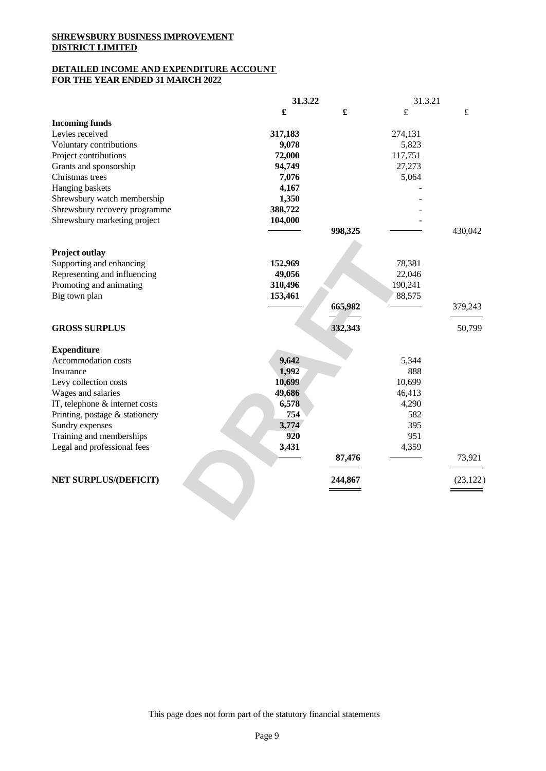**SHREWSBURY BUSINESS IMPROVEMENT DISTRICT LIMITED**

**DETAILED INCOME AND EXPENDITURE ACCOUNT FOR THE YEAR ENDED 31 MARCH 2022**

| | 31.3.22 | | 31.3.21 | |
|---|---|---|---|---|
| | £ | £ | £ | £ |
| **Incoming funds** | | | | |
| Levies received | 317,183 | | 274,131 | |
| Voluntary contributions | 9,078 | | 5,823 | |
| Project contributions | 72,000 | | 117,751 | |
| Grants and sponsorship | 94,749 | | 27,273 | |
| Christmas trees | 7,076 | | 5,064 | |
| Hanging baskets | 4,167 | | - | |
| Shrewsbury watch membership | 1,350 | | - | |
| Shrewsbury recovery programme | 388,722 | | - | |
| Shrewsbury marketing project | 104,000 | | - | |
| | | 998,325 | | 430,042 |
| **Project outlay** | | | | |
| Supporting and enhancing | 152,969 | | 78,381 | |
| Representing and influencing | 49,056 | | 22,046 | |
| Promoting and animating | 310,496 | | 190,241 | |
| Big town plan | 153,461 | | 88,575 | |
| | | 665,982 | | 379,243 |
| **GROSS SURPLUS** | | 332,343 | | 50,799 |
| **Expenditure** | | | | |
| Accommodation costs | 9,642 | | 5,344 | |
| Insurance | 1,992 | | 888 | |
| Levy collection costs | 10,699 | | 10,699 | |
| Wages and salaries | 49,686 | | 46,413 | |
| IT, telephone & internet costs | 6,578 | | 4,290 | |
| Printing, postage & stationery | 754 | | 582 | |
| Sundry expenses | 3,774 | | 395 | |
| Training and memberships | 920 | | 951 | |
| Legal and professional fees | 3,431 | | 4,359 | |
| | | 87,476 | | 73,921 |
| **NET SURPLUS/(DEFICIT)** | | 244,867 | | (23,122) |

DRAFT

This page does not form part of the statutory financial statements